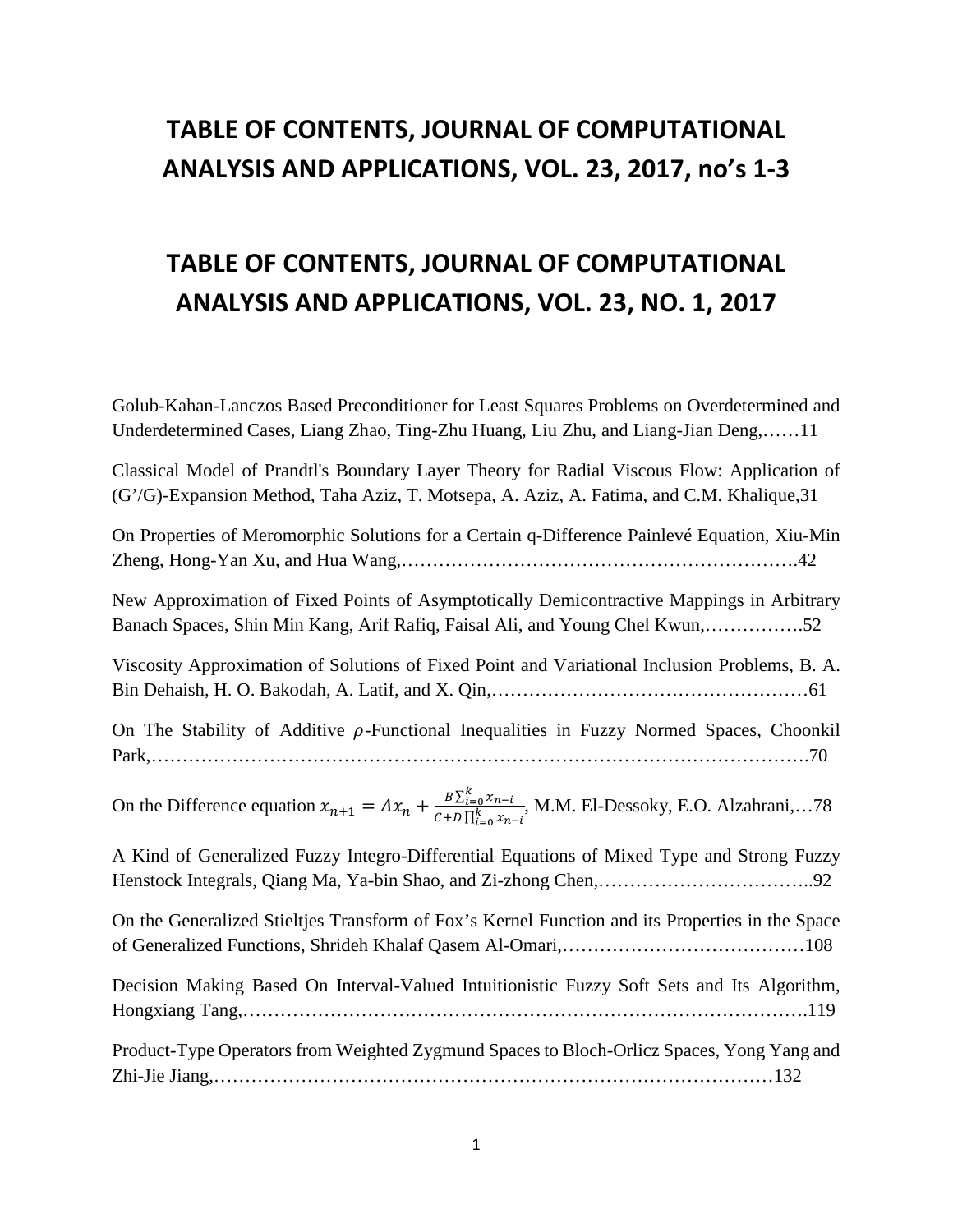# TABLE OF CONTENTS, JOURNAL OF COMPUTATIONAL ANALYSIS AND APPLICATIONS, VOL. 23, 2017, no's 1-3

# TABLE OF CONTENTS, JOURNAL OF COMPUTATIONAL ANALYSIS AND APPLICATIONS, VOL. 23, NO. 1, 2017

Golub-Kahan-Lanczos Based Preconditioner for Least Squares Problems on Overdetermined and Underdetermined Cases, Liang Zhao, Ting-Zhu Huang, Liu Zhu, and Liang-Jian Deng,……11

Classical Model of Prandtl's Boundary Layer Theory for Radial Viscous Flow: Application of (G'/G)-Expansion Method, Taha Aziz, T. Motsepa, A. Aziz, A. Fatima, and C.M. Khalique,31

On Properties of Meromorphic Solutions for a Certain q-Difference Painlevé Equation, Xiu-Min Zheng, Hong-Yan Xu, and Hua Wang,……………………………………………………….42

New Approximation of Fixed Points of Asymptotically Demicontractive Mappings in Arbitrary Banach Spaces, Shin Min Kang, Arif Rafiq, Faisal Ali, and Young Chel Kwun,…………….52

Viscosity Approximation of Solutions of Fixed Point and Variational Inclusion Problems, B. A. Bin Dehaish, H. O. Bakodah, A. Latif, and X. Qin,……………………………………………61

On The Stability of Additive $\rho$-Functional Inequalities in Fuzzy Normed Spaces, Choonkil Park,……………………………………………………………………………………………….70

On the Difference equation $x_{n+1} = Ax_n + \frac{B\sum_{i=0}^{k} x_{n-i}}{C+D\prod_{i=0}^{k} x_{n-i}}$, M.M. El-Dessoky, E.O. Alzahrani,…78

A Kind of Generalized Fuzzy Integro-Differential Equations of Mixed Type and Strong Fuzzy Henstock Integrals, Qiang Ma, Ya-bin Shao, and Zi-zhong Chen,……………………………..92

On the Generalized Stieltjes Transform of Fox's Kernel Function and its Properties in the Space of Generalized Functions, Shrideh Khalaf Qasem Al-Omari,…………………………………108

Decision Making Based On Interval-Valued Intuitionistic Fuzzy Soft Sets and Its Algorithm, Hongxiang Tang,…………………………………………………………………………….119

Product-Type Operators from Weighted Zygmund Spaces to Bloch-Orlicz Spaces, Yong Yang and Zhi-Jie Jiang,……………………………………………………………………………132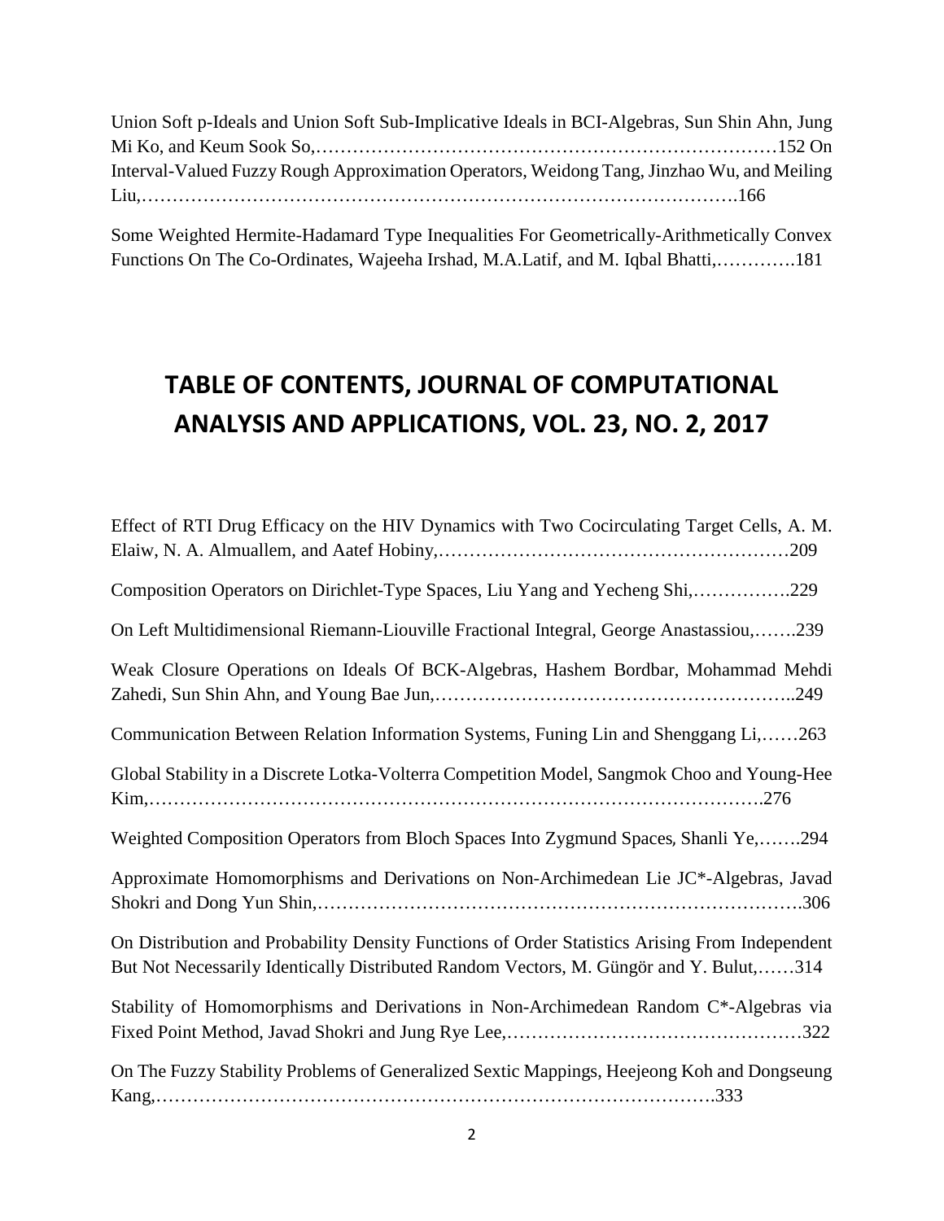Union Soft p-Ideals and Union Soft Sub-Implicative Ideals in BCI-Algebras, Sun Shin Ahn, Jung Mi Ko, and Keum Sook So,……………………………………………………………………152

On Interval-Valued Fuzzy Rough Approximation Operators, Weidong Tang, Jinzhao Wu, and Meiling Liu,………………………………………………………………………………….166

Some Weighted Hermite-Hadamard Type Inequalities For Geometrically-Arithmetically Convex Functions On The Co-Ordinates, Wajeeha Irshad, M.A.Latif, and M. Iqbal Bhatti,………….181

# TABLE OF CONTENTS, JOURNAL OF COMPUTATIONAL ANALYSIS AND APPLICATIONS, VOL. 23, NO. 2, 2017

Effect of RTI Drug Efficacy on the HIV Dynamics with Two Cocirculating Target Cells, A. M. Elaiw, N. A. Almuallem, and Aatef Hobiny,…………………………………………………209

Composition Operators on Dirichlet-Type Spaces, Liu Yang and Yecheng Shi,…………….229

On Left Multidimensional Riemann-Liouville Fractional Integral, George Anastassiou,…….239

Weak Closure Operations on Ideals Of BCK-Algebras, Hashem Bordbar, Mohammad Mehdi Zahedi, Sun Shin Ahn, and Young Bae Jun,…………………………………………………..249

Communication Between Relation Information Systems, Funing Lin and Shenggang Li,……263

Global Stability in a Discrete Lotka-Volterra Competition Model, Sangmok Choo and Young-Hee Kim,………………………………………………………………………………….276

Weighted Composition Operators from Bloch Spaces Into Zygmund Spaces, Shanli Ye,…….294

Approximate Homomorphisms and Derivations on Non-Archimedean Lie JC*-Algebras, Javad Shokri and Dong Yun Shin,…………………………………………………………………….306

On Distribution and Probability Density Functions of Order Statistics Arising From Independent But Not Necessarily Identically Distributed Random Vectors, M. Güngör and Y. Bulut,……314

Stability of Homomorphisms and Derivations in Non-Archimedean Random C*-Algebras via Fixed Point Method, Javad Shokri and Jung Rye Lee,…………………………………………322

On The Fuzzy Stability Problems of Generalized Sextic Mappings, Heejeong Koh and Dongseung Kang,…………………………………………………………………………….333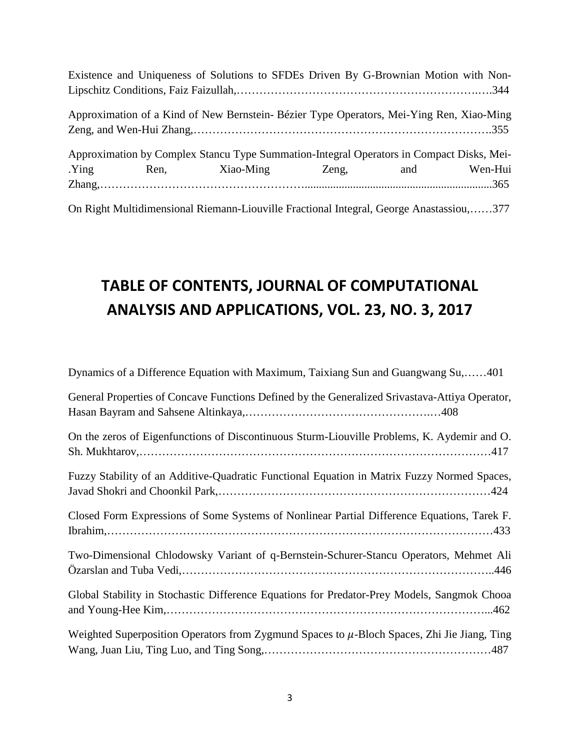Existence and Uniqueness of Solutions to SFDEs Driven By G-Brownian Motion with Non-Lipschitz Conditions, Faiz Faizullah,……………………………………………………….….344

Approximation of a Kind of New Bernstein- Bézier Type Operators, Mei-Ying Ren, Xiao-Ming Zeng, and Wen-Hui Zhang,………………………………………………………………….355

Approximation by Complex Stancu Type Summation-Integral Operators in Compact Disks, Mei-.Ying Ren, Xiao-Ming Zeng, and Wen-Hui Zhang,……………………………………………..................................................................365

On Right Multidimensional Riemann-Liouville Fractional Integral, George Anastassiou,……377

## TABLE OF CONTENTS, JOURNAL OF COMPUTATIONAL ANALYSIS AND APPLICATIONS, VOL. 23, NO. 3, 2017

Dynamics of a Difference Equation with Maximum, Taixiang Sun and Guangwang Su,……401

General Properties of Concave Functions Defined by the Generalized Srivastava-Attiya Operator, Hasan Bayram and Sahsene Altinkaya,…………………………………………….…408

On the zeros of Eigenfunctions of Discontinuous Sturm-Liouville Problems, K. Aydemir and O. Sh. Mukhtarov,………………………………………………………………………………417

Fuzzy Stability of an Additive-Quadratic Functional Equation in Matrix Fuzzy Normed Spaces, Javad Shokri and Choonkil Park,……………………………………………………………424

Closed Form Expressions of Some Systems of Nonlinear Partial Difference Equations, Tarek F. Ibrahim,………………………………………………………………………………………433

Two-Dimensional Chlodowsky Variant of q-Bernstein-Schurer-Stancu Operators, Mehmet Ali Özarslan and Tuba Vedi,……………………………………………………………………..446

Global Stability in Stochastic Difference Equations for Predator-Prey Models, Sangmok Chooa and Young-Hee Kim,………………………………………………………………………...462

Weighted Superposition Operators from Zygmund Spaces to $\mu$-Bloch Spaces, Zhi Jie Jiang, Ting Wang, Juan Liu, Ting Luo, and Ting Song,……………………………………………………487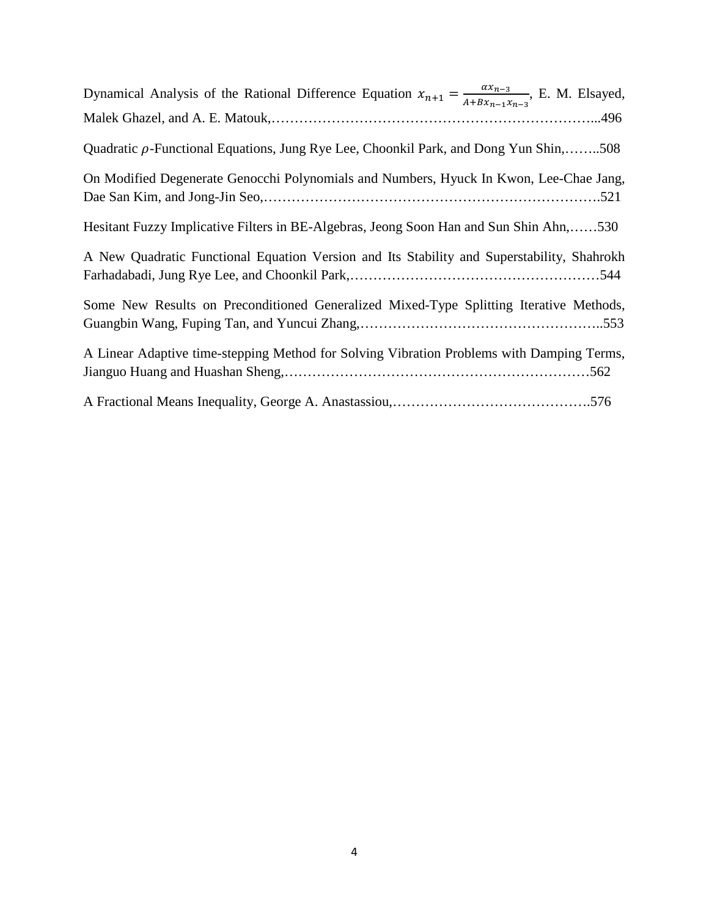Dynamical Analysis of the Rational Difference Equation $x_{n+1} = \frac{\alpha x_{n-3}}{A+Bx_{n-1}x_{n-3}}$, E. M. Elsayed, Malek Ghazel, and A. E. Matouk,………………………………………………………………...496

Quadratic $\rho$-Functional Equations, Jung Rye Lee, Choonkil Park, and Dong Yun Shin,……..508

On Modified Degenerate Genocchi Polynomials and Numbers, Hyuck In Kwon, Lee-Chae Jang, Dae San Kim, and Jong-Jin Seo,……………………………………………………………….521

Hesitant Fuzzy Implicative Filters in BE-Algebras, Jeong Soon Han and Sun Shin Ahn,……530

A New Quadratic Functional Equation Version and Its Stability and Superstability, Shahrokh Farhadabadi, Jung Rye Lee, and Choonkil Park,………………………………………………544

Some New Results on Preconditioned Generalized Mixed-Type Splitting Iterative Methods, Guangbin Wang, Fuping Tan, and Yuncui Zhang,……………………………………………..553

A Linear Adaptive time-stepping Method for Solving Vibration Problems with Damping Terms, Jianguo Huang and Huashan Sheng,…………………………………………………………562

A Fractional Means Inequality, George A. Anastassiou,…………………………………….576